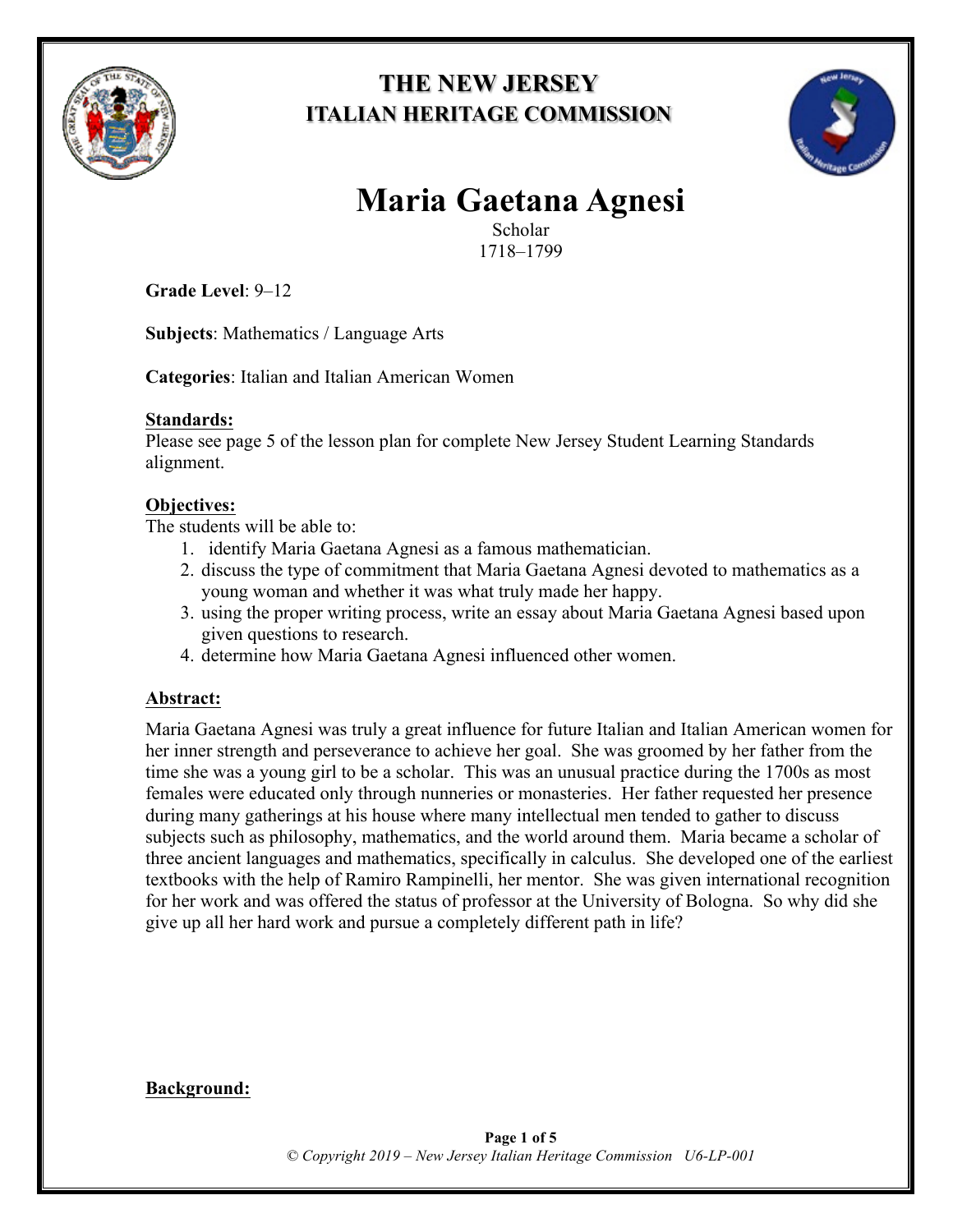**THE NEW JERSEY**
**ITALIAN HERITAGE COMMISSION**

# Maria Gaetana Agnesi

Scholar
1718–1799

**Grade Level**: 9–12

**Subjects**: Mathematics / Language Arts

**Categories**: Italian and Italian American Women

**Standards:**
Please see page 5 of the lesson plan for complete New Jersey Student Learning Standards alignment.

**Objectives:**
The students will be able to:

1. identify Maria Gaetana Agnesi as a famous mathematician.
2. discuss the type of commitment that Maria Gaetana Agnesi devoted to mathematics as a young woman and whether it was what truly made her happy.
3. using the proper writing process, write an essay about Maria Gaetana Agnesi based upon given questions to research.
4. determine how Maria Gaetana Agnesi influenced other women.

**Abstract:**

Maria Gaetana Agnesi was truly a great influence for future Italian and Italian American women for her inner strength and perseverance to achieve her goal. She was groomed by her father from the time she was a young girl to be a scholar. This was an unusual practice during the 1700s as most females were educated only through nunneries or monasteries. Her father requested her presence during many gatherings at his house where many intellectual men tended to gather to discuss subjects such as philosophy, mathematics, and the world around them. Maria became a scholar of three ancient languages and mathematics, specifically in calculus. She developed one of the earliest textbooks with the help of Ramiro Rampinelli, her mentor. She was given international recognition for her work and was offered the status of professor at the University of Bologna. So why did she give up all her hard work and pursue a completely different path in life?

**Background:**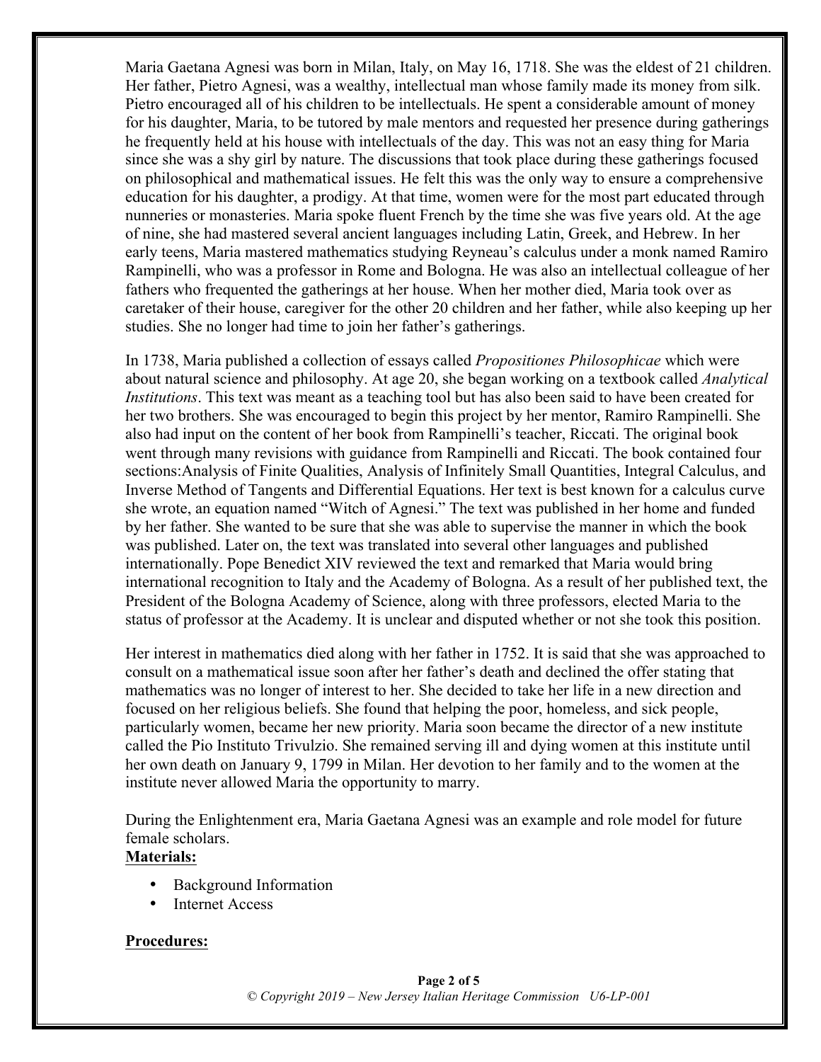Maria Gaetana Agnesi was born in Milan, Italy, on May 16, 1718. She was the eldest of 21 children. Her father, Pietro Agnesi, was a wealthy, intellectual man whose family made its money from silk. Pietro encouraged all of his children to be intellectuals. He spent a considerable amount of money for his daughter, Maria, to be tutored by male mentors and requested her presence during gatherings he frequently held at his house with intellectuals of the day. This was not an easy thing for Maria since she was a shy girl by nature. The discussions that took place during these gatherings focused on philosophical and mathematical issues. He felt this was the only way to ensure a comprehensive education for his daughter, a prodigy. At that time, women were for the most part educated through nunneries or monasteries. Maria spoke fluent French by the time she was five years old. At the age of nine, she had mastered several ancient languages including Latin, Greek, and Hebrew. In her early teens, Maria mastered mathematics studying Reyneau's calculus under a monk named Ramiro Rampinelli, who was a professor in Rome and Bologna. He was also an intellectual colleague of her fathers who frequented the gatherings at her house. When her mother died, Maria took over as caretaker of their house, caregiver for the other 20 children and her father, while also keeping up her studies. She no longer had time to join her father's gatherings.

In 1738, Maria published a collection of essays called *Propositiones Philosophicae* which were about natural science and philosophy. At age 20, she began working on a textbook called *Analytical Institutions*. This text was meant as a teaching tool but has also been said to have been created for her two brothers. She was encouraged to begin this project by her mentor, Ramiro Rampinelli. She also had input on the content of her book from Rampinelli's teacher, Riccati. The original book went through many revisions with guidance from Rampinelli and Riccati. The book contained four sections:Analysis of Finite Qualities, Analysis of Infinitely Small Quantities, Integral Calculus, and Inverse Method of Tangents and Differential Equations. Her text is best known for a calculus curve she wrote, an equation named "Witch of Agnesi." The text was published in her home and funded by her father. She wanted to be sure that she was able to supervise the manner in which the book was published. Later on, the text was translated into several other languages and published internationally. Pope Benedict XIV reviewed the text and remarked that Maria would bring international recognition to Italy and the Academy of Bologna. As a result of her published text, the President of the Bologna Academy of Science, along with three professors, elected Maria to the status of professor at the Academy. It is unclear and disputed whether or not she took this position.

Her interest in mathematics died along with her father in 1752. It is said that she was approached to consult on a mathematical issue soon after her father's death and declined the offer stating that mathematics was no longer of interest to her. She decided to take her life in a new direction and focused on her religious beliefs. She found that helping the poor, homeless, and sick people, particularly women, became her new priority. Maria soon became the director of a new institute called the Pio Instituto Trivulzio. She remained serving ill and dying women at this institute until her own death on January 9, 1799 in Milan. Her devotion to her family and to the women at the institute never allowed Maria the opportunity to marry.

During the Enlightenment era, Maria Gaetana Agnesi was an example and role model for future female scholars.

**Materials:**

- Background Information
- Internet Access

**Procedures:**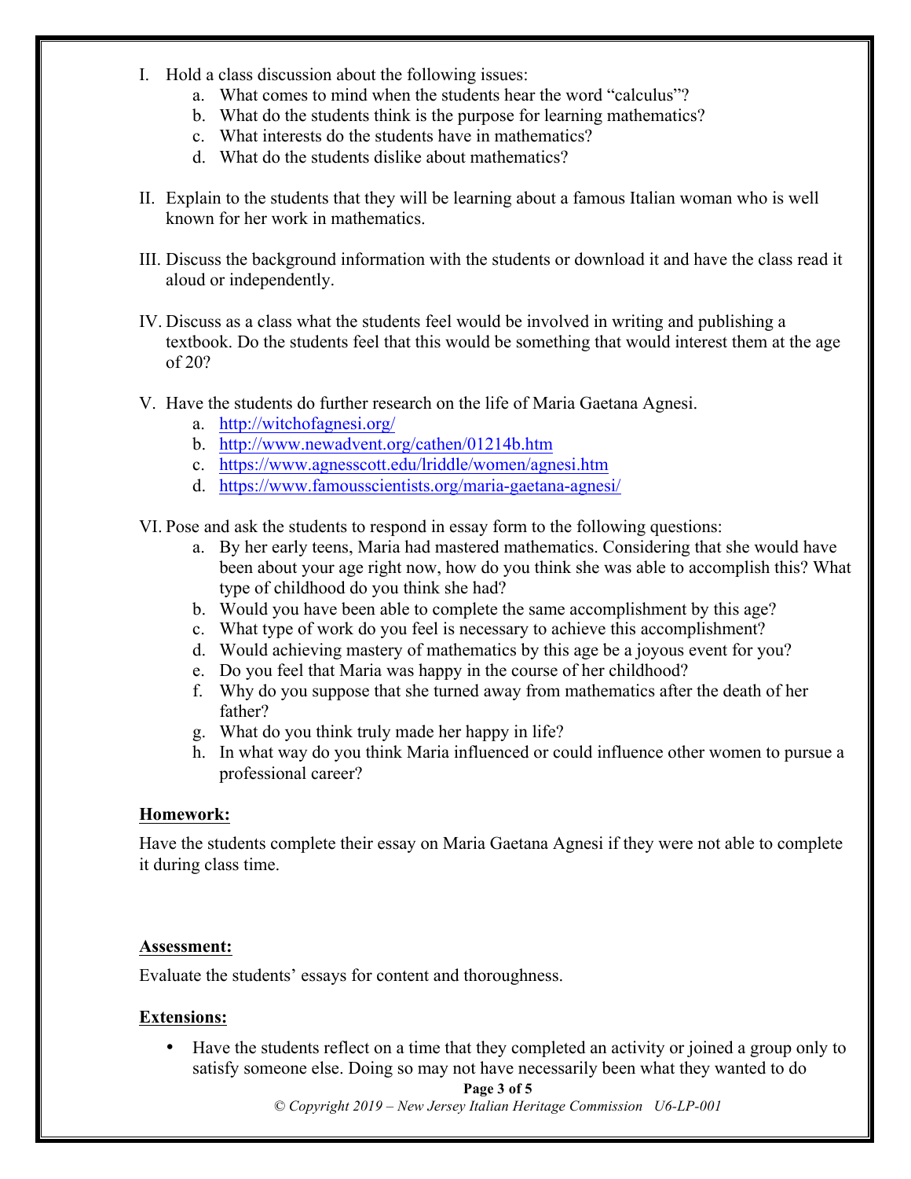I. Hold a class discussion about the following issues:
   a. What comes to mind when the students hear the word "calculus"?
   b. What do the students think is the purpose for learning mathematics?
   c. What interests do the students have in mathematics?
   d. What do the students dislike about mathematics?

II. Explain to the students that they will be learning about a famous Italian woman who is well known for her work in mathematics.

III. Discuss the background information with the students or download it and have the class read it aloud or independently.

IV. Discuss as a class what the students feel would be involved in writing and publishing a textbook. Do the students feel that this would be something that would interest them at the age of 20?

V. Have the students do further research on the life of Maria Gaetana Agnesi.
   a. [http://witchofagnesi.org/](http://witchofagnesi.org/)
   b. [http://www.newadvent.org/cathen/01214b.htm](http://www.newadvent.org/cathen/01214b.htm)
   c. [https://www.agnesscott.edu/lriddle/women/agnesi.htm](https://www.agnesscott.edu/lriddle/women/agnesi.htm)
   d. [https://www.famousscientists.org/maria-gaetana-agnesi/](https://www.famousscientists.org/maria-gaetana-agnesi/)

VI. Pose and ask the students to respond in essay form to the following questions:
   a. By her early teens, Maria had mastered mathematics. Considering that she would have been about your age right now, how do you think she was able to accomplish this? What type of childhood do you think she had?
   b. Would you have been able to complete the same accomplishment by this age?
   c. What type of work do you feel is necessary to achieve this accomplishment?
   d. Would achieving mastery of mathematics by this age be a joyous event for you?
   e. Do you feel that Maria was happy in the course of her childhood?
   f. Why do you suppose that she turned away from mathematics after the death of her father?
   g. What do you think truly made her happy in life?
   h. In what way do you think Maria influenced or could influence other women to pursue a professional career?

**Homework:**

Have the students complete their essay on Maria Gaetana Agnesi if they were not able to complete it during class time.

**Assessment:**

Evaluate the students' essays for content and thoroughness.

**Extensions:**

- Have the students reflect on a time that they completed an activity or joined a group only to satisfy someone else. Doing so may not have necessarily been what they wanted to do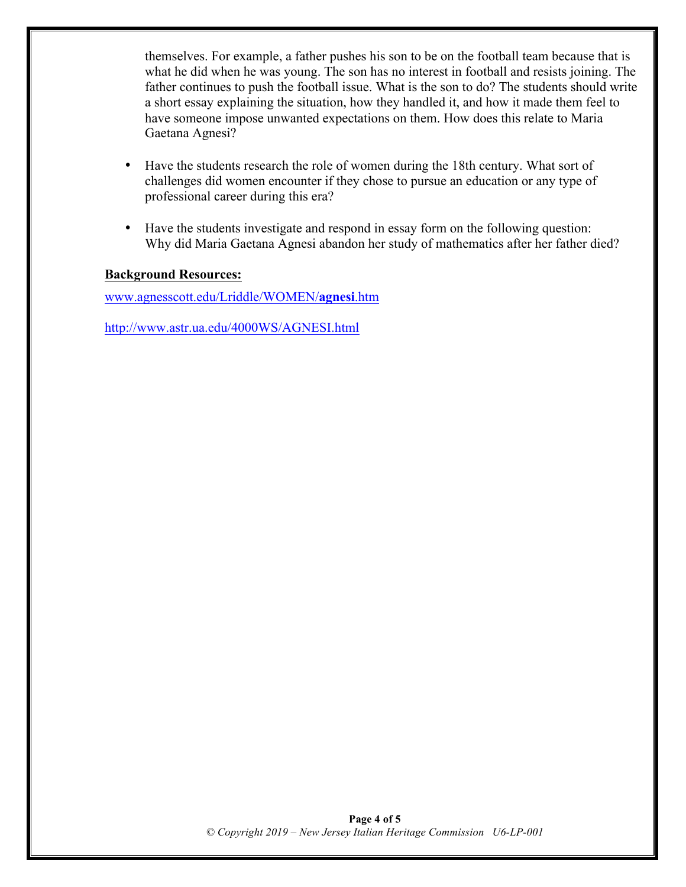themselves. For example, a father pushes his son to be on the football team because that is what he did when he was young. The son has no interest in football and resists joining. The father continues to push the football issue. What is the son to do? The students should write a short essay explaining the situation, how they handled it, and how it made them feel to have someone impose unwanted expectations on them. How does this relate to Maria Gaetana Agnesi?

- Have the students research the role of women during the 18th century. What sort of challenges did women encounter if they chose to pursue an education or any type of professional career during this era?

- Have the students investigate and respond in essay form on the following question: Why did Maria Gaetana Agnesi abandon her study of mathematics after her father died?

**Background Resources:**

www.agnesscott.edu/Lriddle/WOMEN/**agnesi**.htm

http://www.astr.ua.edu/4000WS/AGNESI.html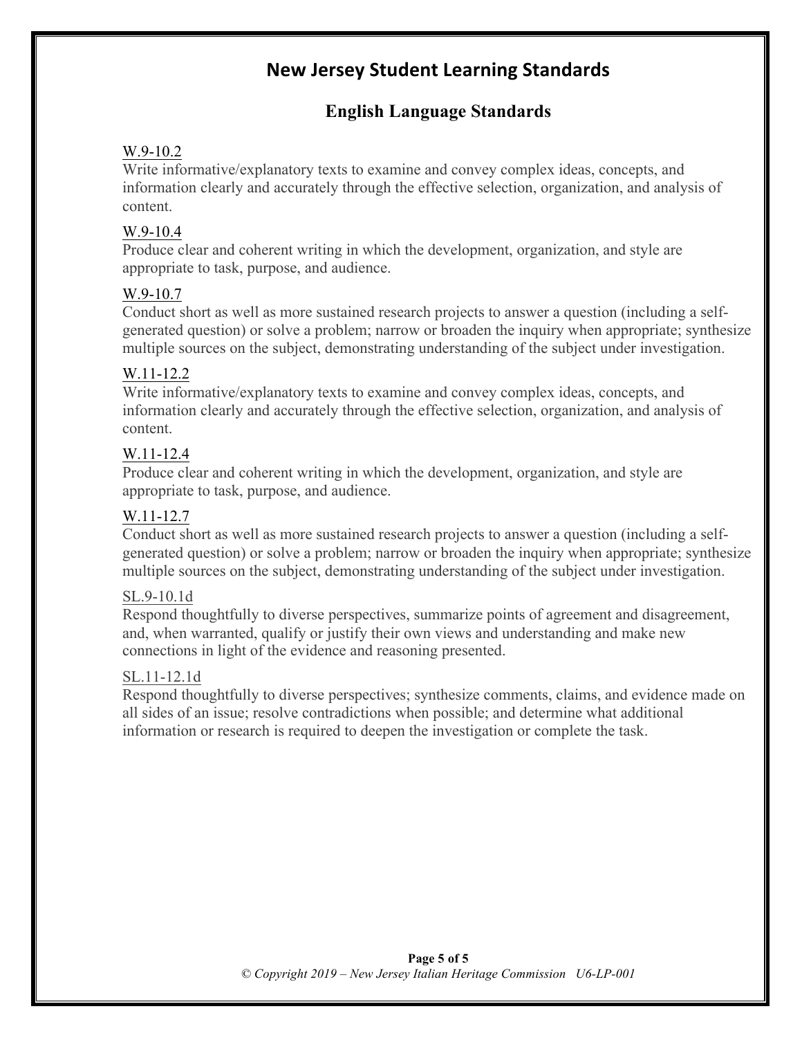# New Jersey Student Learning Standards

## English Language Standards

W.9-10.2
Write informative/explanatory texts to examine and convey complex ideas, concepts, and information clearly and accurately through the effective selection, organization, and analysis of content.

W.9-10.4
Produce clear and coherent writing in which the development, organization, and style are appropriate to task, purpose, and audience.

W.9-10.7
Conduct short as well as more sustained research projects to answer a question (including a self-generated question) or solve a problem; narrow or broaden the inquiry when appropriate; synthesize multiple sources on the subject, demonstrating understanding of the subject under investigation.

W.11-12.2
Write informative/explanatory texts to examine and convey complex ideas, concepts, and information clearly and accurately through the effective selection, organization, and analysis of content.

W.11-12.4
Produce clear and coherent writing in which the development, organization, and style are appropriate to task, purpose, and audience.

W.11-12.7
Conduct short as well as more sustained research projects to answer a question (including a self-generated question) or solve a problem; narrow or broaden the inquiry when appropriate; synthesize multiple sources on the subject, demonstrating understanding of the subject under investigation.

SL.9-10.1d
Respond thoughtfully to diverse perspectives, summarize points of agreement and disagreement, and, when warranted, qualify or justify their own views and understanding and make new connections in light of the evidence and reasoning presented.

SL.11-12.1d
Respond thoughtfully to diverse perspectives; synthesize comments, claims, and evidence made on all sides of an issue; resolve contradictions when possible; and determine what additional information or research is required to deepen the investigation or complete the task.

*© Copyright 2019 – New Jersey Italian Heritage Commission U6-LP-001*